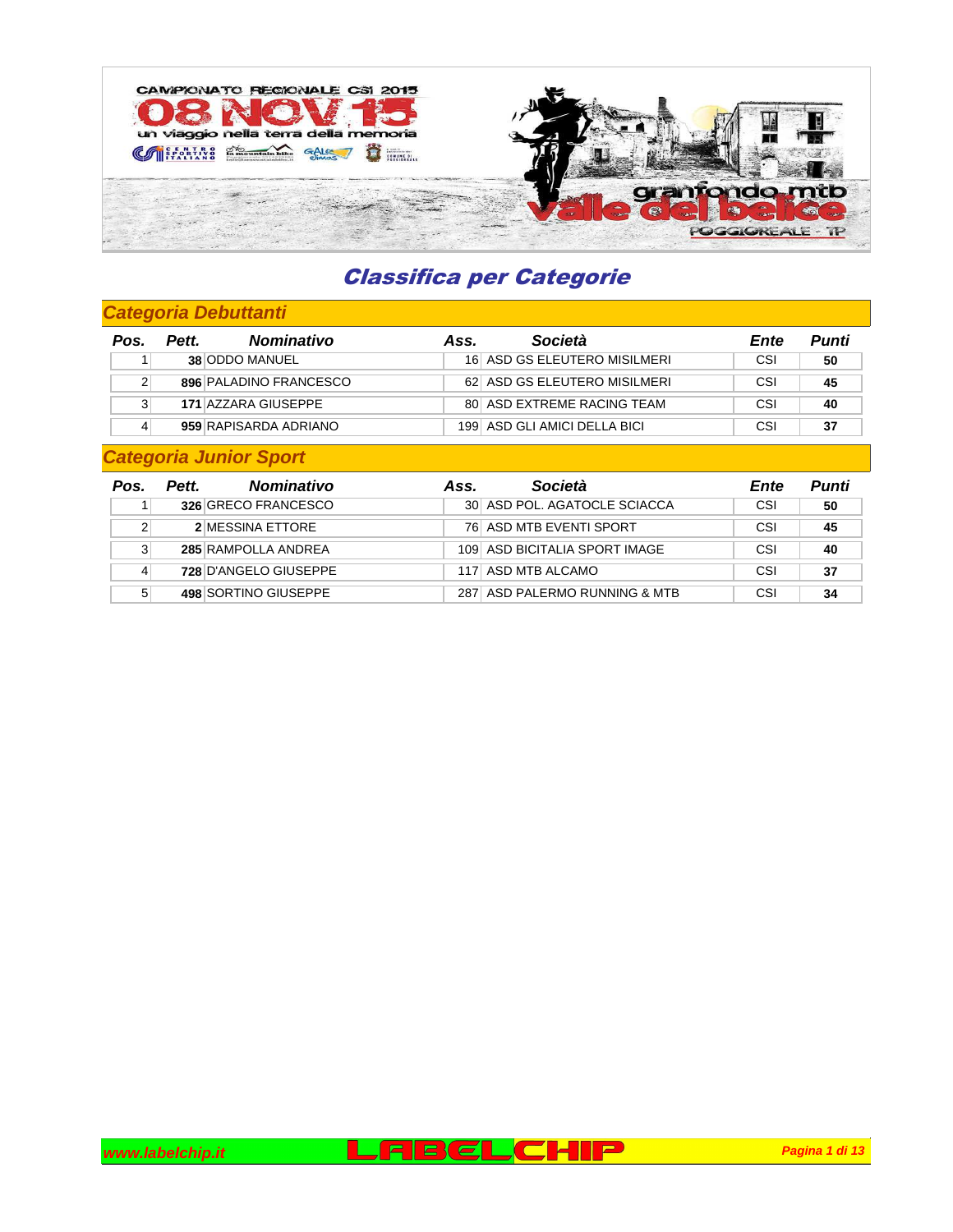# Classifica per Categorie

## Categoria Debuttanti

| Pos. | Pett. | Nominativo | Ass. | Società | Ente | Punti |
|---|---|---|---|---|---|---|
| 1 | **38** | ODDO MANUEL | 16 | ASD GS ELEUTERO MISILMERI | CSI | **50** |
| 2 | **896** | PALADINO FRANCESCO | 62 | ASD GS ELEUTERO MISILMERI | CSI | **45** |
| 3 | **171** | AZZARA GIUSEPPE | 80 | ASD EXTREME RACING TEAM | CSI | **40** |
| 4 | **959** | RAPISARDA ADRIANO | 199 | ASD GLI AMICI DELLA BICI | CSI | **37** |

## Categoria Junior Sport

| Pos. | Pett. | Nominativo | Ass. | Società | Ente | Punti |
|---|---|---|---|---|---|---|
| 1 | **326** | GRECO FRANCESCO | 30 | ASD POL. AGATOCLE SCIACCA | CSI | **50** |
| 2 | **2** | MESSINA ETTORE | 76 | ASD MTB EVENTI SPORT | CSI | **45** |
| 3 | **285** | RAMPOLLA ANDREA | 109 | ASD BICITALIA SPORT IMAGE | CSI | **40** |
| 4 | **728** | D'ANGELO GIUSEPPE | 117 | ASD MTB ALCAMO | CSI | **37** |
| 5 | **498** | SORTINO GIUSEPPE | 287 | ASD PALERMO RUNNING & MTB | CSI | **34** |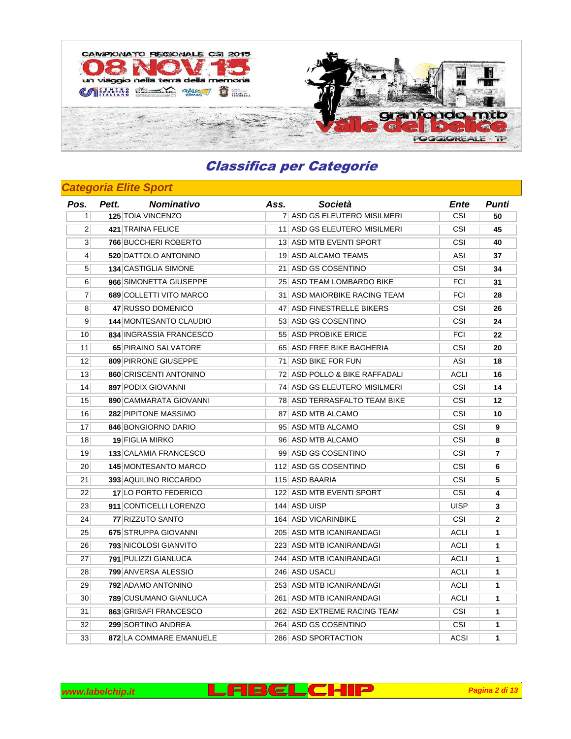# Classifica per Categorie

## Categoria Elite Sport

| Pos. | Pett. | Nominativo | Ass. | Società | Ente | Punti |
|---|---|---|---|---|---|---|
| 1 | **125** | TOIA VINCENZO | 7 | ASD GS ELEUTERO MISILMERI | CSI | **50** |
| 2 | **421** | TRAINA FELICE | 11 | ASD GS ELEUTERO MISILMERI | CSI | **45** |
| 3 | **766** | BUCCHERI ROBERTO | 13 | ASD MTB EVENTI SPORT | CSI | **40** |
| 4 | **520** | DATTOLO ANTONINO | 19 | ASD ALCAMO TEAMS | ASI | **37** |
| 5 | **134** | CASTIGLIA SIMONE | 21 | ASD GS COSENTINO | CSI | **34** |
| 6 | **966** | SIMONETTA GIUSEPPE | 25 | ASD TEAM LOMBARDO BIKE | FCI | **31** |
| 7 | **689** | COLLETTI VITO MARCO | 31 | ASD MAIORBIKE RACING TEAM | FCI | **28** |
| 8 | **47** | RUSSO DOMENICO | 47 | ASD FINESTRELLE BIKERS | CSI | **26** |
| 9 | **144** | MONTESANTO CLAUDIO | 53 | ASD GS COSENTINO | CSI | **24** |
| 10 | **834** | INGRASSIA FRANCESCO | 55 | ASD PROBIKE ERICE | FCI | **22** |
| 11 | **65** | PIRAINO SALVATORE | 65 | ASD FREE BIKE BAGHERIA | CSI | **20** |
| 12 | **809** | PIRRONE GIUSEPPE | 71 | ASD BIKE FOR FUN | ASI | **18** |
| 13 | **860** | CRISCENTI ANTONINO | 72 | ASD POLLO & BIKE RAFFADALI | ACLI | **16** |
| 14 | **897** | PODIX GIOVANNI | 74 | ASD GS ELEUTERO MISILMERI | CSI | **14** |
| 15 | **890** | CAMMARATA GIOVANNI | 78 | ASD TERRASFALTO TEAM BIKE | CSI | **12** |
| 16 | **282** | PIPITONE MASSIMO | 87 | ASD MTB ALCAMO | CSI | **10** |
| 17 | **846** | BONGIORNO DARIO | 95 | ASD MTB ALCAMO | CSI | **9** |
| 18 | **19** | FIGLIA MIRKO | 96 | ASD MTB ALCAMO | CSI | **8** |
| 19 | **133** | CALAMIA FRANCESCO | 99 | ASD GS COSENTINO | CSI | **7** |
| 20 | **145** | MONTESANTO MARCO | 112 | ASD GS COSENTINO | CSI | **6** |
| 21 | **393** | AQUILINO RICCARDO | 115 | ASD BAARIA | CSI | **5** |
| 22 | **17** | LO PORTO FEDERICO | 122 | ASD MTB EVENTI SPORT | CSI | **4** |
| 23 | **911** | CONTICELLI LORENZO | 144 | ASD UISP | UISP | **3** |
| 24 | **77** | RIZZUTO SANTO | 164 | ASD VICARINBIKE | CSI | **2** |
| 25 | **675** | STRUPPA GIOVANNI | 205 | ASD MTB ICANIRANDAGI | ACLI | **1** |
| 26 | **793** | NICOLOSI GIANVITO | 223 | ASD MTB ICANIRANDAGI | ACLI | **1** |
| 27 | **791** | PULIZZI GIANLUCA | 244 | ASD MTB ICANIRANDAGI | ACLI | **1** |
| 28 | **799** | ANVERSA ALESSIO | 246 | ASD USACLI | ACLI | **1** |
| 29 | **792** | ADAMO ANTONINO | 253 | ASD MTB ICANIRANDAGI | ACLI | **1** |
| 30 | **789** | CUSUMANO GIANLUCA | 261 | ASD MTB ICANIRANDAGI | ACLI | **1** |
| 31 | **863** | GRISAFI FRANCESCO | 262 | ASD EXTREME RACING TEAM | CSI | **1** |
| 32 | **299** | SORTINO ANDREA | 264 | ASD GS COSENTINO | CSI | **1** |
| 33 | **872** | LA COMMARE EMANUELE | 286 | ASD SPORTACTION | ACSI | **1** |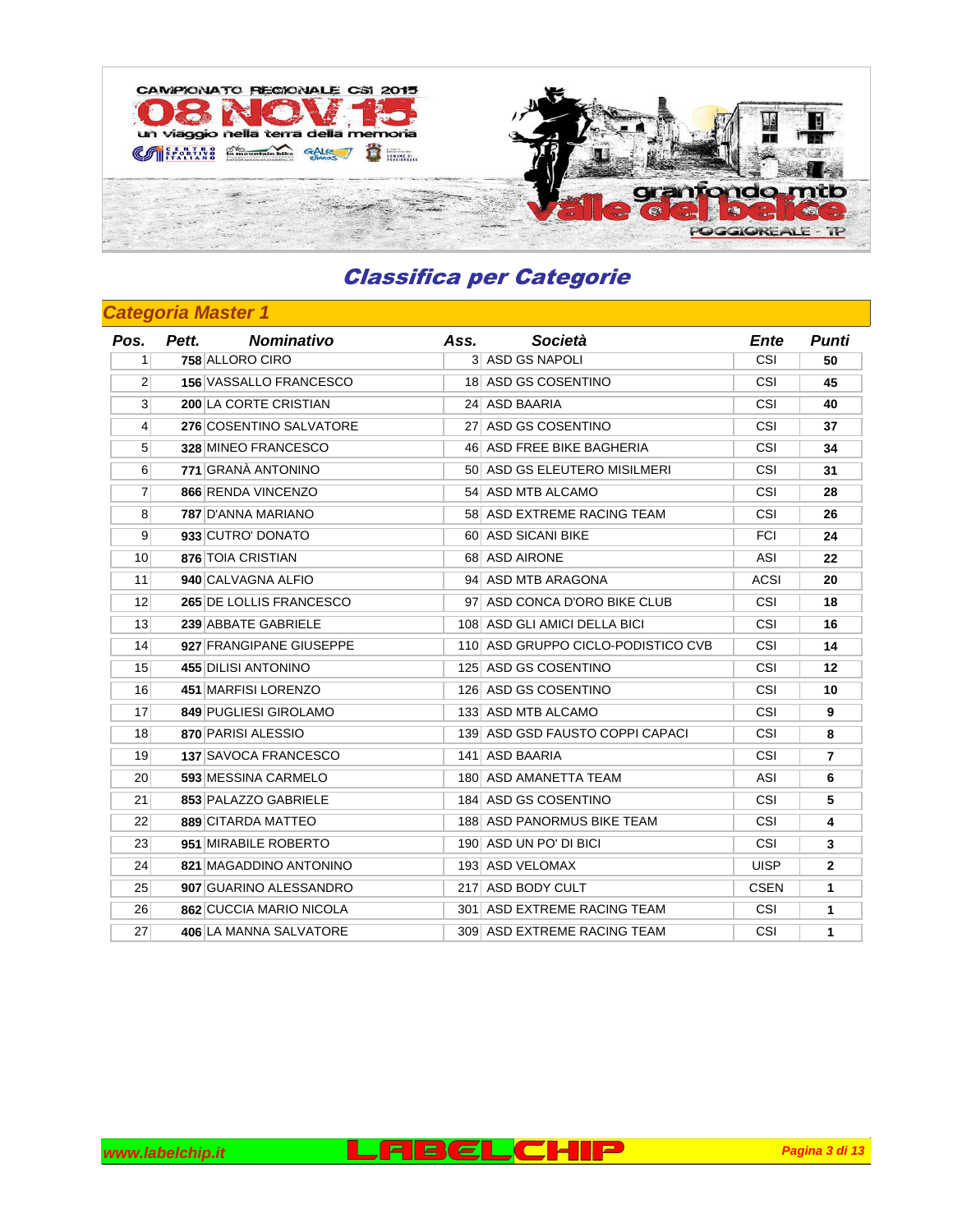# Classifica per Categorie

## Categoria Master 1

| Pos. | Pett. | Nominativo | Ass. | Società | Ente | Punti |
|---|---|---|---|---|---|---|
| 1 | 758 | ALLORO CIRO | 3 | ASD GS NAPOLI | CSI | 50 |
| 2 | 156 | VASSALLO FRANCESCO | 18 | ASD GS COSENTINO | CSI | 45 |
| 3 | 200 | LA CORTE CRISTIAN | 24 | ASD BAARIA | CSI | 40 |
| 4 | 276 | COSENTINO SALVATORE | 27 | ASD GS COSENTINO | CSI | 37 |
| 5 | 328 | MINEO FRANCESCO | 46 | ASD FREE BIKE BAGHERIA | CSI | 34 |
| 6 | 771 | GRANÀ ANTONINO | 50 | ASD GS ELEUTERO MISILMERI | CSI | 31 |
| 7 | 866 | RENDA VINCENZO | 54 | ASD MTB ALCAMO | CSI | 28 |
| 8 | 787 | D'ANNA MARIANO | 58 | ASD EXTREME RACING TEAM | CSI | 26 |
| 9 | 933 | CUTRO' DONATO | 60 | ASD SICANI BIKE | FCI | 24 |
| 10 | 876 | TOIA CRISTIAN | 68 | ASD AIRONE | ASI | 22 |
| 11 | 940 | CALVAGNA ALFIO | 94 | ASD MTB ARAGONA | ACSI | 20 |
| 12 | 265 | DE LOLLIS FRANCESCO | 97 | ASD CONCA D'ORO BIKE CLUB | CSI | 18 |
| 13 | 239 | ABBATE GABRIELE | 108 | ASD GLI AMICI DELLA BICI | CSI | 16 |
| 14 | 927 | FRANGIPANE GIUSEPPE | 110 | ASD GRUPPO CICLO-PODISTICO CVB | CSI | 14 |
| 15 | 455 | DILISI ANTONINO | 125 | ASD GS COSENTINO | CSI | 12 |
| 16 | 451 | MARFISI LORENZO | 126 | ASD GS COSENTINO | CSI | 10 |
| 17 | 849 | PUGLIESI GIROLAMO | 133 | ASD MTB ALCAMO | CSI | 9 |
| 18 | 870 | PARISI ALESSIO | 139 | ASD GSD FAUSTO COPPI CAPACI | CSI | 8 |
| 19 | 137 | SAVOCA FRANCESCO | 141 | ASD BAARIA | CSI | 7 |
| 20 | 593 | MESSINA CARMELO | 180 | ASD AMANETTA TEAM | ASI | 6 |
| 21 | 853 | PALAZZO GABRIELE | 184 | ASD GS COSENTINO | CSI | 5 |
| 22 | 889 | CITARDA MATTEO | 188 | ASD PANORMUS BIKE TEAM | CSI | 4 |
| 23 | 951 | MIRABILE ROBERTO | 190 | ASD UN PO' DI BICI | CSI | 3 |
| 24 | 821 | MAGADDINO ANTONINO | 193 | ASD VELOMAX | UISP | 2 |
| 25 | 907 | GUARINO ALESSANDRO | 217 | ASD BODY CULT | CSEN | 1 |
| 26 | 862 | CUCCIA MARIO NICOLA | 301 | ASD EXTREME RACING TEAM | CSI | 1 |
| 27 | 406 | LA MANNA SALVATORE | 309 | ASD EXTREME RACING TEAM | CSI | 1 |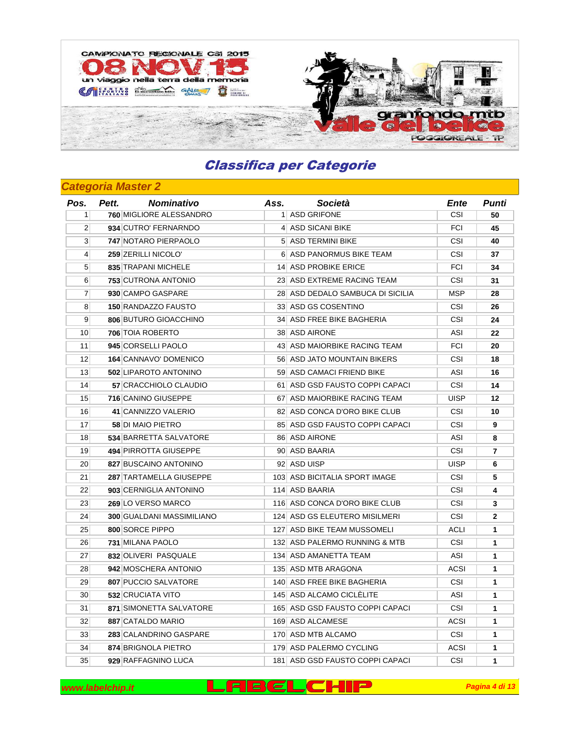# Classifica per Categorie

## Categoria Master 2

| Pos. | Pett. | Nominativo | Ass. | Società | Ente | Punti |
|---|---|---|---|---|---|---|
| 1 | 760 | MIGLIORE ALESSANDRO | 1 | ASD GRIFONE | CSI | 50 |
| 2 | 934 | CUTRO' FERNARNDO | 4 | ASD SICANI BIKE | FCI | 45 |
| 3 | 747 | NOTARO PIERPAOLO | 5 | ASD TERMINI BIKE | CSI | 40 |
| 4 | 259 | ZERILLI NICOLO' | 6 | ASD PANORMUS BIKE TEAM | CSI | 37 |
| 5 | 835 | TRAPANI MICHELE | 14 | ASD PROBIKE ERICE | FCI | 34 |
| 6 | 753 | CUTRONA ANTONIO | 23 | ASD EXTREME RACING TEAM | CSI | 31 |
| 7 | 930 | CAMPO GASPARE | 28 | ASD DEDALO SAMBUCA DI SICILIA | MSP | 28 |
| 8 | 150 | RANDAZZO FAUSTO | 33 | ASD GS COSENTINO | CSI | 26 |
| 9 | 806 | BUTURO GIOACCHINO | 34 | ASD FREE BIKE BAGHERIA | CSI | 24 |
| 10 | 706 | TOIA ROBERTO | 38 | ASD AIRONE | ASI | 22 |
| 11 | 945 | CORSELLI PAOLO | 43 | ASD MAIORBIKE RACING TEAM | FCI | 20 |
| 12 | 164 | CANNAVO' DOMENICO | 56 | ASD JATO MOUNTAIN BIKERS | CSI | 18 |
| 13 | 502 | LIPAROTO ANTONINO | 59 | ASD CAMACI FRIEND BIKE | ASI | 16 |
| 14 | 57 | CRACCHIOLO CLAUDIO | 61 | ASD GSD FAUSTO COPPI CAPACI | CSI | 14 |
| 15 | 716 | CANINO GIUSEPPE | 67 | ASD MAIORBIKE RACING TEAM | UISP | 12 |
| 16 | 41 | CANNIZZO VALERIO | 82 | ASD CONCA D'ORO BIKE CLUB | CSI | 10 |
| 17 | 58 | DI MAIO PIETRO | 85 | ASD GSD FAUSTO COPPI CAPACI | CSI | 9 |
| 18 | 534 | BARRETTA SALVATORE | 86 | ASD AIRONE | ASI | 8 |
| 19 | 494 | PIRROTTA GIUSEPPE | 90 | ASD BAARIA | CSI | 7 |
| 20 | 827 | BUSCAINO ANTONINO | 92 | ASD UISP | UISP | 6 |
| 21 | 287 | TARTAMELLA GIUSEPPE | 103 | ASD BICITALIA SPORT IMAGE | CSI | 5 |
| 22 | 903 | CERNIGLIA ANTONINO | 114 | ASD BAARIA | CSI | 4 |
| 23 | 269 | LO VERSO MARCO | 116 | ASD CONCA D'ORO BIKE CLUB | CSI | 3 |
| 24 | 300 | GUALDANI MASSIMILIANO | 124 | ASD GS ELEUTERO MISILMERI | CSI | 2 |
| 25 | 800 | SORCE PIPPO | 127 | ASD BIKE TEAM MUSSOMELI | ACLI | 1 |
| 26 | 731 | MILANA PAOLO | 132 | ASD PALERMO RUNNING & MTB | CSI | 1 |
| 27 | 832 | OLIVERI PASQUALE | 134 | ASD AMANETTA TEAM | ASI | 1 |
| 28 | 942 | MOSCHERA ANTONIO | 135 | ASD MTB ARAGONA | ACSI | 1 |
| 29 | 807 | PUCCIO SALVATORE | 140 | ASD FREE BIKE BAGHERIA | CSI | 1 |
| 30 | 532 | CRUCIATA VITO | 145 | ASD ALCAMO CICLÈLITE | ASI | 1 |
| 31 | 871 | SIMONETTA SALVATORE | 165 | ASD GSD FAUSTO COPPI CAPACI | CSI | 1 |
| 32 | 887 | CATALDO MARIO | 169 | ASD ALCAMESE | ACSI | 1 |
| 33 | 283 | CALANDRINO GASPARE | 170 | ASD MTB ALCAMO | CSI | 1 |
| 34 | 874 | BRIGNOLA PIETRO | 179 | ASD PALERMO CYCLING | ACSI | 1 |
| 35 | 929 | RAFFAGNINO LUCA | 181 | ASD GSD FAUSTO COPPI CAPACI | CSI | 1 |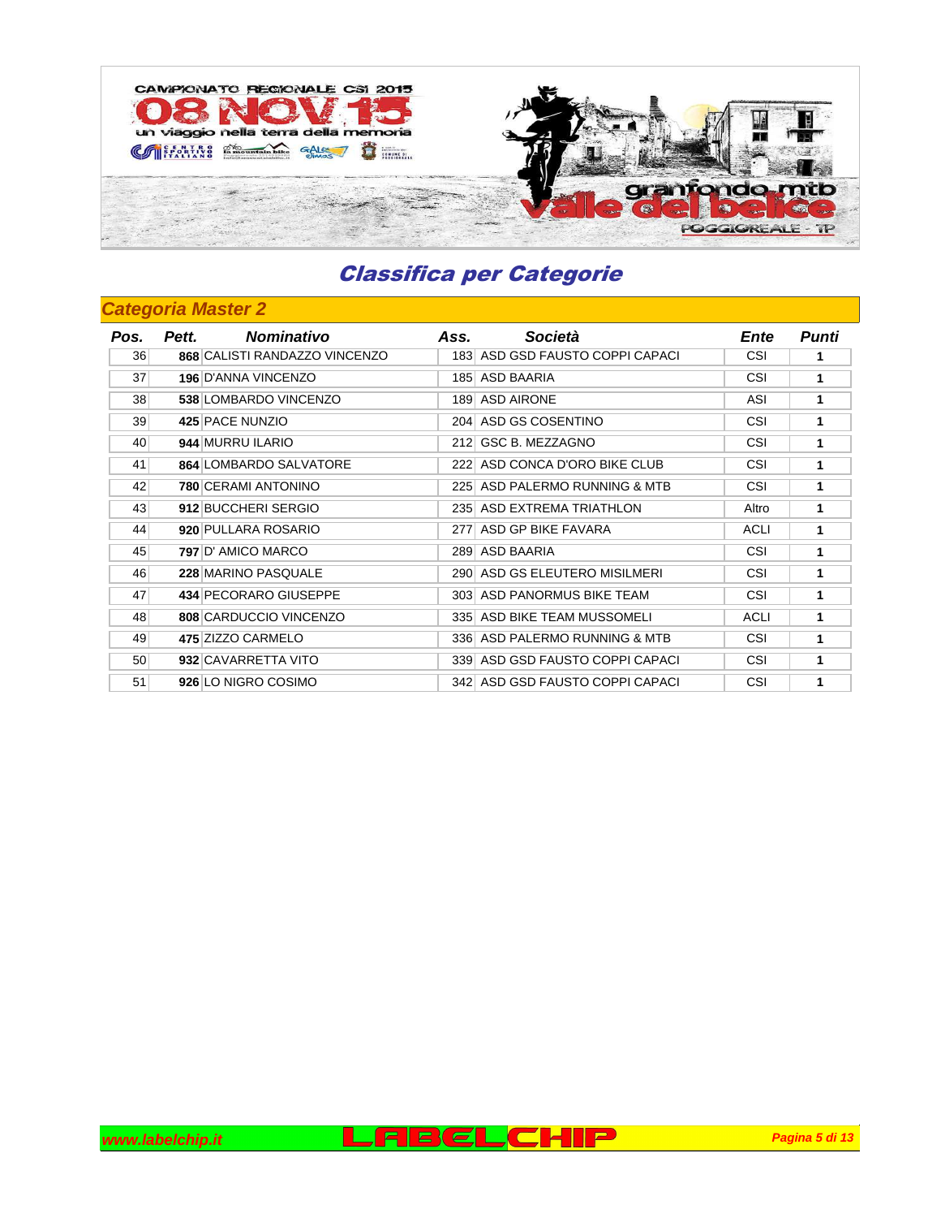## Classifica per Categorie

### Categoria Master 2

| Pos. | Pett. | Nominativo | Ass. | Società | Ente | Punti |
|---|---|---|---|---|---|---|
| 36 | 868 | CALISTI RANDAZZO VINCENZO | 183 | ASD GSD FAUSTO COPPI CAPACI | CSI | 1 |
| 37 | 196 | D'ANNA VINCENZO | 185 | ASD BAARIA | CSI | 1 |
| 38 | 538 | LOMBARDO VINCENZO | 189 | ASD AIRONE | ASI | 1 |
| 39 | 425 | PACE NUNZIO | 204 | ASD GS COSENTINO | CSI | 1 |
| 40 | 944 | MURRU ILARIO | 212 | GSC B. MEZZAGNO | CSI | 1 |
| 41 | 864 | LOMBARDO SALVATORE | 222 | ASD CONCA D'ORO BIKE CLUB | CSI | 1 |
| 42 | 780 | CERAMI ANTONINO | 225 | ASD PALERMO RUNNING & MTB | CSI | 1 |
| 43 | 912 | BUCCHERI SERGIO | 235 | ASD EXTREMA TRIATHLON | Altro | 1 |
| 44 | 920 | PULLARA ROSARIO | 277 | ASD GP BIKE FAVARA | ACLI | 1 |
| 45 | 797 | D' AMICO MARCO | 289 | ASD BAARIA | CSI | 1 |
| 46 | 228 | MARINO PASQUALE | 290 | ASD GS ELEUTERO MISILMERI | CSI | 1 |
| 47 | 434 | PECORARO GIUSEPPE | 303 | ASD PANORMUS BIKE TEAM | CSI | 1 |
| 48 | 808 | CARDUCCIO VINCENZO | 335 | ASD BIKE TEAM MUSSOMELI | ACLI | 1 |
| 49 | 475 | ZIZZO CARMELO | 336 | ASD PALERMO RUNNING & MTB | CSI | 1 |
| 50 | 932 | CAVARRETTA VITO | 339 | ASD GSD FAUSTO COPPI CAPACI | CSI | 1 |
| 51 | 926 | LO NIGRO COSIMO | 342 | ASD GSD FAUSTO COPPI CAPACI | CSI | 1 |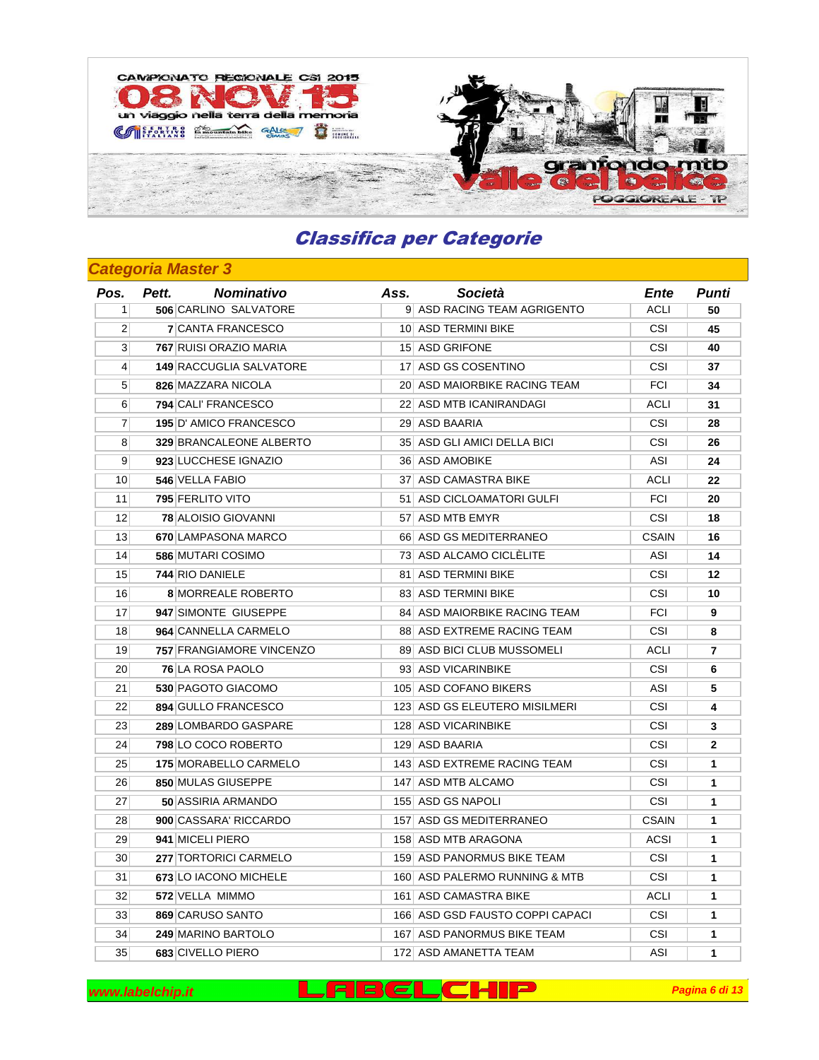## Classifica per Categorie

### Categoria Master 3

| Pos. | Pett. | Nominativo | Ass. | Società | Ente | Punti |
|---|---|---|---|---|---|---|
| 1 | 506 | CARLINO SALVATORE | 9 | ASD RACING TEAM AGRIGENTO | ACLI | 50 |
| 2 | 7 | CANTA FRANCESCO | 10 | ASD TERMINI BIKE | CSI | 45 |
| 3 | 767 | RUISI ORAZIO MARIA | 15 | ASD GRIFONE | CSI | 40 |
| 4 | 149 | RACCUGLIA SALVATORE | 17 | ASD GS COSENTINO | CSI | 37 |
| 5 | 826 | MAZZARA NICOLA | 20 | ASD MAIORBIKE RACING TEAM | FCI | 34 |
| 6 | 794 | CALI' FRANCESCO | 22 | ASD MTB ICANIRANDAGI | ACLI | 31 |
| 7 | 195 | D' AMICO FRANCESCO | 29 | ASD BAARIA | CSI | 28 |
| 8 | 329 | BRANCALEONE ALBERTO | 35 | ASD GLI AMICI DELLA BICI | CSI | 26 |
| 9 | 923 | LUCCHESE IGNAZIO | 36 | ASD AMOBIKE | ASI | 24 |
| 10 | 546 | VELLA FABIO | 37 | ASD CAMASTRA BIKE | ACLI | 22 |
| 11 | 795 | FERLITO VITO | 51 | ASD CICLOAMATORI GULFI | FCI | 20 |
| 12 | 78 | ALOISIO GIOVANNI | 57 | ASD MTB EMYR | CSI | 18 |
| 13 | 670 | LAMPASONA MARCO | 66 | ASD GS MEDITERRANEO | CSAIN | 16 |
| 14 | 586 | MUTARI COSIMO | 73 | ASD ALCAMO CICLÈLITE | ASI | 14 |
| 15 | 744 | RIO DANIELE | 81 | ASD TERMINI BIKE | CSI | 12 |
| 16 | 8 | MORREALE ROBERTO | 83 | ASD TERMINI BIKE | CSI | 10 |
| 17 | 947 | SIMONTE GIUSEPPE | 84 | ASD MAIORBIKE RACING TEAM | FCI | 9 |
| 18 | 964 | CANNELLA CARMELO | 88 | ASD EXTREME RACING TEAM | CSI | 8 |
| 19 | 757 | FRANGIAMORE VINCENZO | 89 | ASD BICI CLUB MUSSOMELI | ACLI | 7 |
| 20 | 76 | LA ROSA PAOLO | 93 | ASD VICARINBIKE | CSI | 6 |
| 21 | 530 | PAGOTO GIACOMO | 105 | ASD COFANO BIKERS | ASI | 5 |
| 22 | 894 | GULLO FRANCESCO | 123 | ASD GS ELEUTERO MISILMERI | CSI | 4 |
| 23 | 289 | LOMBARDO GASPARE | 128 | ASD VICARINBIKE | CSI | 3 |
| 24 | 798 | LO COCO ROBERTO | 129 | ASD BAARIA | CSI | 2 |
| 25 | 175 | MORABELLO CARMELO | 143 | ASD EXTREME RACING TEAM | CSI | 1 |
| 26 | 850 | MULAS GIUSEPPE | 147 | ASD MTB ALCAMO | CSI | 1 |
| 27 | 50 | ASSIRIA ARMANDO | 155 | ASD GS NAPOLI | CSI | 1 |
| 28 | 900 | CASSARA' RICCARDO | 157 | ASD GS MEDITERRANEO | CSAIN | 1 |
| 29 | 941 | MICELI PIERO | 158 | ASD MTB ARAGONA | ACSI | 1 |
| 30 | 277 | TORTORICI CARMELO | 159 | ASD PANORMUS BIKE TEAM | CSI | 1 |
| 31 | 673 | LO IACONO MICHELE | 160 | ASD PALERMO RUNNING & MTB | CSI | 1 |
| 32 | 572 | VELLA MIMMO | 161 | ASD CAMASTRA BIKE | ACLI | 1 |
| 33 | 869 | CARUSO SANTO | 166 | ASD GSD FAUSTO COPPI CAPACI | CSI | 1 |
| 34 | 249 | MARINO BARTOLO | 167 | ASD PANORMUS BIKE TEAM | CSI | 1 |
| 35 | 683 | CIVELLO PIERO | 172 | ASD AMANETTA TEAM | ASI | 1 |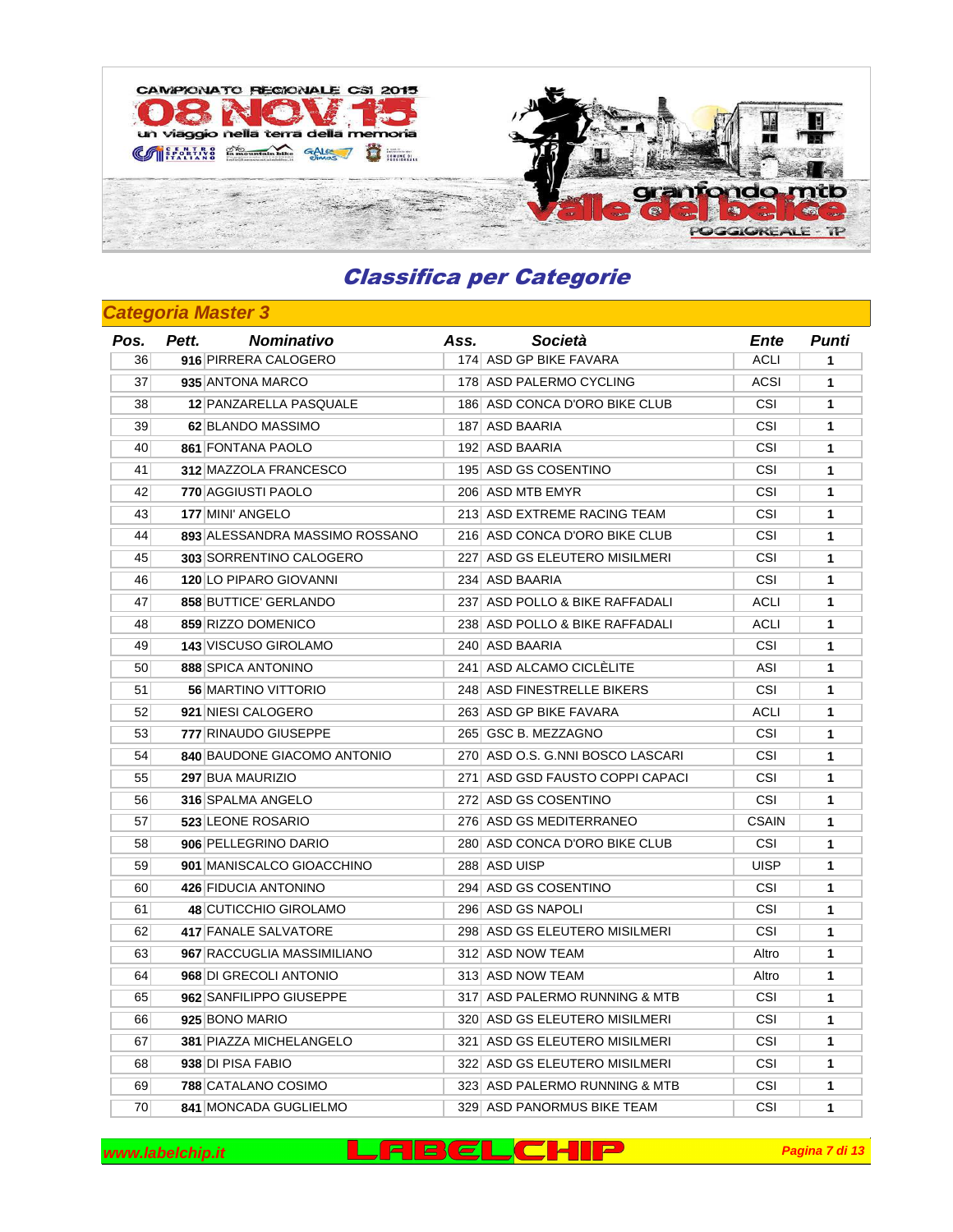## Classifica per Categorie

### Categoria Master 3

| Pos. | Pett. | Nominativo | Ass. | Società | Ente | Punti |
|---|---|---|---|---|---|---|
| 36 | 916 | PIRRERA CALOGERO | 174 | ASD GP BIKE FAVARA | ACLI | 1 |
| 37 | 935 | ANTONA MARCO | 178 | ASD PALERMO CYCLING | ACSI | 1 |
| 38 | 12 | PANZARELLA PASQUALE | 186 | ASD CONCA D'ORO BIKE CLUB | CSI | 1 |
| 39 | 62 | BLANDO MASSIMO | 187 | ASD BAARIA | CSI | 1 |
| 40 | 861 | FONTANA PAOLO | 192 | ASD BAARIA | CSI | 1 |
| 41 | 312 | MAZZOLA FRANCESCO | 195 | ASD GS COSENTINO | CSI | 1 |
| 42 | 770 | AGGIUSTI PAOLO | 206 | ASD MTB EMYR | CSI | 1 |
| 43 | 177 | MINI' ANGELO | 213 | ASD EXTREME RACING TEAM | CSI | 1 |
| 44 | 893 | ALESSANDRA MASSIMO ROSSANO | 216 | ASD CONCA D'ORO BIKE CLUB | CSI | 1 |
| 45 | 303 | SORRENTINO CALOGERO | 227 | ASD GS ELEUTERO MISILMERI | CSI | 1 |
| 46 | 120 | LO PIPARO GIOVANNI | 234 | ASD BAARIA | CSI | 1 |
| 47 | 858 | BUTTICE' GERLANDO | 237 | ASD POLLO & BIKE RAFFADALI | ACLI | 1 |
| 48 | 859 | RIZZO DOMENICO | 238 | ASD POLLO & BIKE RAFFADALI | ACLI | 1 |
| 49 | 143 | VISCUSO GIROLAMO | 240 | ASD BAARIA | CSI | 1 |
| 50 | 888 | SPICA ANTONINO | 241 | ASD ALCAMO CICLÈLITE | ASI | 1 |
| 51 | 56 | MARTINO VITTORIO | 248 | ASD FINESTRELLE BIKERS | CSI | 1 |
| 52 | 921 | NIESI CALOGERO | 263 | ASD GP BIKE FAVARA | ACLI | 1 |
| 53 | 777 | RINAUDO GIUSEPPE | 265 | GSC B. MEZZAGNO | CSI | 1 |
| 54 | 840 | BAUDONE GIACOMO ANTONIO | 270 | ASD O.S. G.NNI BOSCO LASCARI | CSI | 1 |
| 55 | 297 | BUA MAURIZIO | 271 | ASD GSD FAUSTO COPPI CAPACI | CSI | 1 |
| 56 | 316 | SPALMA ANGELO | 272 | ASD GS COSENTINO | CSI | 1 |
| 57 | 523 | LEONE ROSARIO | 276 | ASD GS MEDITERRANEO | CSAIN | 1 |
| 58 | 906 | PELLEGRINO DARIO | 280 | ASD CONCA D'ORO BIKE CLUB | CSI | 1 |
| 59 | 901 | MANISCALCO GIOACCHINO | 288 | ASD UISP | UISP | 1 |
| 60 | 426 | FIDUCIA ANTONINO | 294 | ASD GS COSENTINO | CSI | 1 |
| 61 | 48 | CUTICCHIO GIROLAMO | 296 | ASD GS NAPOLI | CSI | 1 |
| 62 | 417 | FANALE SALVATORE | 298 | ASD GS ELEUTERO MISILMERI | CSI | 1 |
| 63 | 967 | RACCUGLIA MASSIMILIANO | 312 | ASD NOW TEAM | Altro | 1 |
| 64 | 968 | DI GRECOLI ANTONIO | 313 | ASD NOW TEAM | Altro | 1 |
| 65 | 962 | SANFILIPPO GIUSEPPE | 317 | ASD PALERMO RUNNING & MTB | CSI | 1 |
| 66 | 925 | BONO MARIO | 320 | ASD GS ELEUTERO MISILMERI | CSI | 1 |
| 67 | 381 | PIAZZA MICHELANGELO | 321 | ASD GS ELEUTERO MISILMERI | CSI | 1 |
| 68 | 938 | DI PISA FABIO | 322 | ASD GS ELEUTERO MISILMERI | CSI | 1 |
| 69 | 788 | CATALANO COSIMO | 323 | ASD PALERMO RUNNING & MTB | CSI | 1 |
| 70 | 841 | MONCADA GUGLIELMO | 329 | ASD PANORMUS BIKE TEAM | CSI | 1 |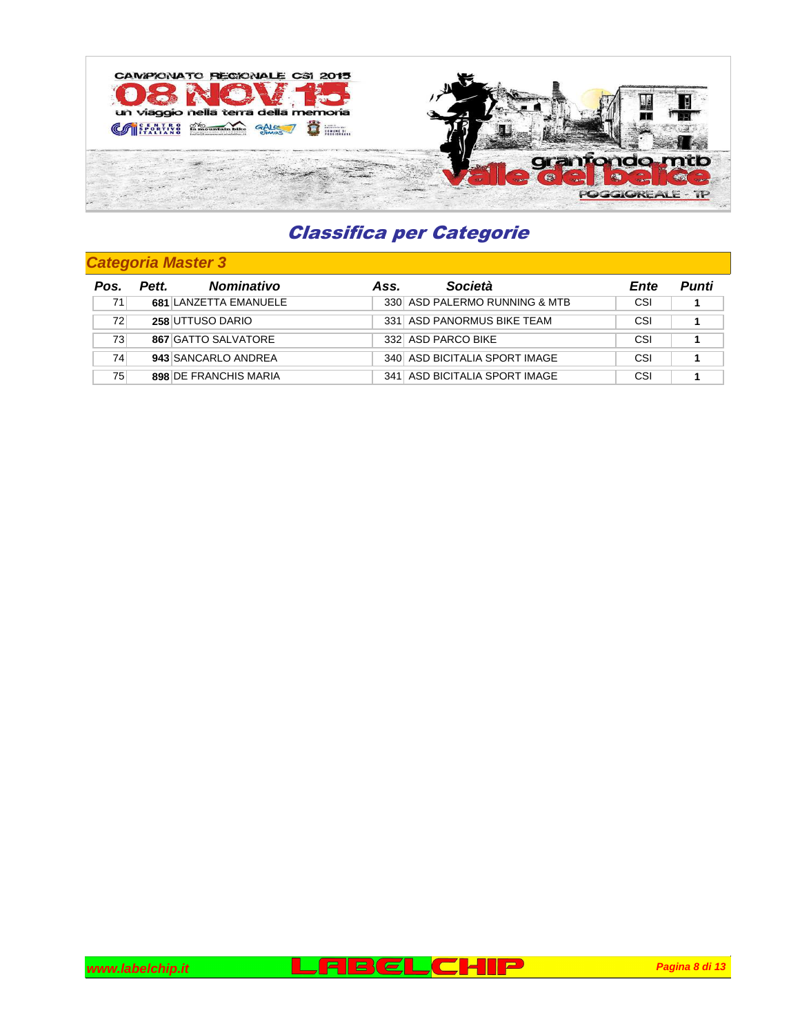# Classifica per Categorie

## Categoria Master 3

| Pos. | Pett. | Nominativo | Ass. | Società | Ente | Punti |
|---|---|---|---|---|---|---|
| 71 | **681** | LANZETTA EMANUELE | 330 | ASD PALERMO RUNNING & MTB | CSI | **1** |
| 72 | **258** | UTTUSO DARIO | 331 | ASD PANORMUS BIKE TEAM | CSI | **1** |
| 73 | **867** | GATTO SALVATORE | 332 | ASD PARCO BIKE | CSI | **1** |
| 74 | **943** | SANCARLO ANDREA | 340 | ASD BICITALIA SPORT IMAGE | CSI | **1** |
| 75 | **898** | DE FRANCHIS MARIA | 341 | ASD BICITALIA SPORT IMAGE | CSI | **1** |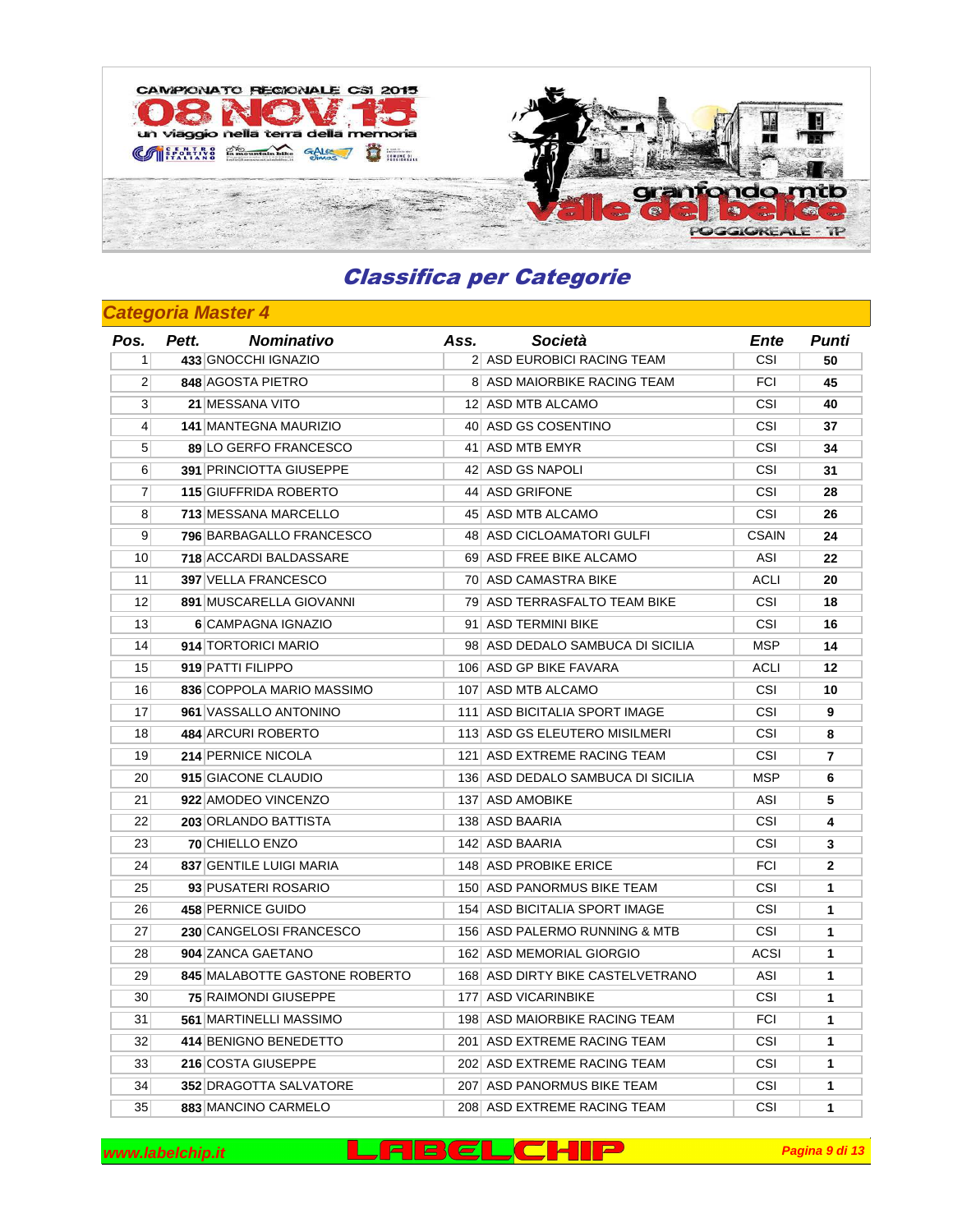# Classifica per Categorie

## Categoria Master 4

| Pos. | Pett. | Nominativo | Ass. | Società | Ente | Punti |
|---|---|---|---|---|---|---|
| 1 | 433 | GNOCCHI IGNAZIO | 2 | ASD EUROBICI RACING TEAM | CSI | 50 |
| 2 | 848 | AGOSTA PIETRO | 8 | ASD MAIORBIKE RACING TEAM | FCI | 45 |
| 3 | 21 | MESSANA VITO | 12 | ASD MTB ALCAMO | CSI | 40 |
| 4 | 141 | MANTEGNA MAURIZIO | 40 | ASD GS COSENTINO | CSI | 37 |
| 5 | 89 | LO GERFO FRANCESCO | 41 | ASD MTB EMYR | CSI | 34 |
| 6 | 391 | PRINCIOTTA GIUSEPPE | 42 | ASD GS NAPOLI | CSI | 31 |
| 7 | 115 | GIUFFRIDA ROBERTO | 44 | ASD GRIFONE | CSI | 28 |
| 8 | 713 | MESSANA MARCELLO | 45 | ASD MTB ALCAMO | CSI | 26 |
| 9 | 796 | BARBAGALLO FRANCESCO | 48 | ASD CICLOAMATORI GULFI | CSAIN | 24 |
| 10 | 718 | ACCARDI BALDASSARE | 69 | ASD FREE BIKE ALCAMO | ASI | 22 |
| 11 | 397 | VELLA FRANCESCO | 70 | ASD CAMASTRA BIKE | ACLI | 20 |
| 12 | 891 | MUSCARELLA GIOVANNI | 79 | ASD TERRASFALTO TEAM BIKE | CSI | 18 |
| 13 | 6 | CAMPAGNA IGNAZIO | 91 | ASD TERMINI BIKE | CSI | 16 |
| 14 | 914 | TORTORICI MARIO | 98 | ASD DEDALO SAMBUCA DI SICILIA | MSP | 14 |
| 15 | 919 | PATTI FILIPPO | 106 | ASD GP BIKE FAVARA | ACLI | 12 |
| 16 | 836 | COPPOLA MARIO MASSIMO | 107 | ASD MTB ALCAMO | CSI | 10 |
| 17 | 961 | VASSALLO ANTONINO | 111 | ASD BICITALIA SPORT IMAGE | CSI | 9 |
| 18 | 484 | ARCURI ROBERTO | 113 | ASD GS ELEUTERO MISILMERI | CSI | 8 |
| 19 | 214 | PERNICE NICOLA | 121 | ASD EXTREME RACING TEAM | CSI | 7 |
| 20 | 915 | GIACONE CLAUDIO | 136 | ASD DEDALO SAMBUCA DI SICILIA | MSP | 6 |
| 21 | 922 | AMODEO VINCENZO | 137 | ASD AMOBIKE | ASI | 5 |
| 22 | 203 | ORLANDO BATTISTA | 138 | ASD BAARIA | CSI | 4 |
| 23 | 70 | CHIELLO ENZO | 142 | ASD BAARIA | CSI | 3 |
| 24 | 837 | GENTILE LUIGI MARIA | 148 | ASD PROBIKE ERICE | FCI | 2 |
| 25 | 93 | PUSATERI ROSARIO | 150 | ASD PANORMUS BIKE TEAM | CSI | 1 |
| 26 | 458 | PERNICE GUIDO | 154 | ASD BICITALIA SPORT IMAGE | CSI | 1 |
| 27 | 230 | CANGELOSI FRANCESCO | 156 | ASD PALERMO RUNNING & MTB | CSI | 1 |
| 28 | 904 | ZANCA GAETANO | 162 | ASD MEMORIAL GIORGIO | ACSI | 1 |
| 29 | 845 | MALABOTTE GASTONE ROBERTO | 168 | ASD DIRTY BIKE CASTELVETRANO | ASI | 1 |
| 30 | 75 | RAIMONDI GIUSEPPE | 177 | ASD VICARINBIKE | CSI | 1 |
| 31 | 561 | MARTINELLI MASSIMO | 198 | ASD MAIORBIKE RACING TEAM | FCI | 1 |
| 32 | 414 | BENIGNO BENEDETTO | 201 | ASD EXTREME RACING TEAM | CSI | 1 |
| 33 | 216 | COSTA GIUSEPPE | 202 | ASD EXTREME RACING TEAM | CSI | 1 |
| 34 | 352 | DRAGOTTA SALVATORE | 207 | ASD PANORMUS BIKE TEAM | CSI | 1 |
| 35 | 883 | MANCINO CARMELO | 208 | ASD EXTREME RACING TEAM | CSI | 1 |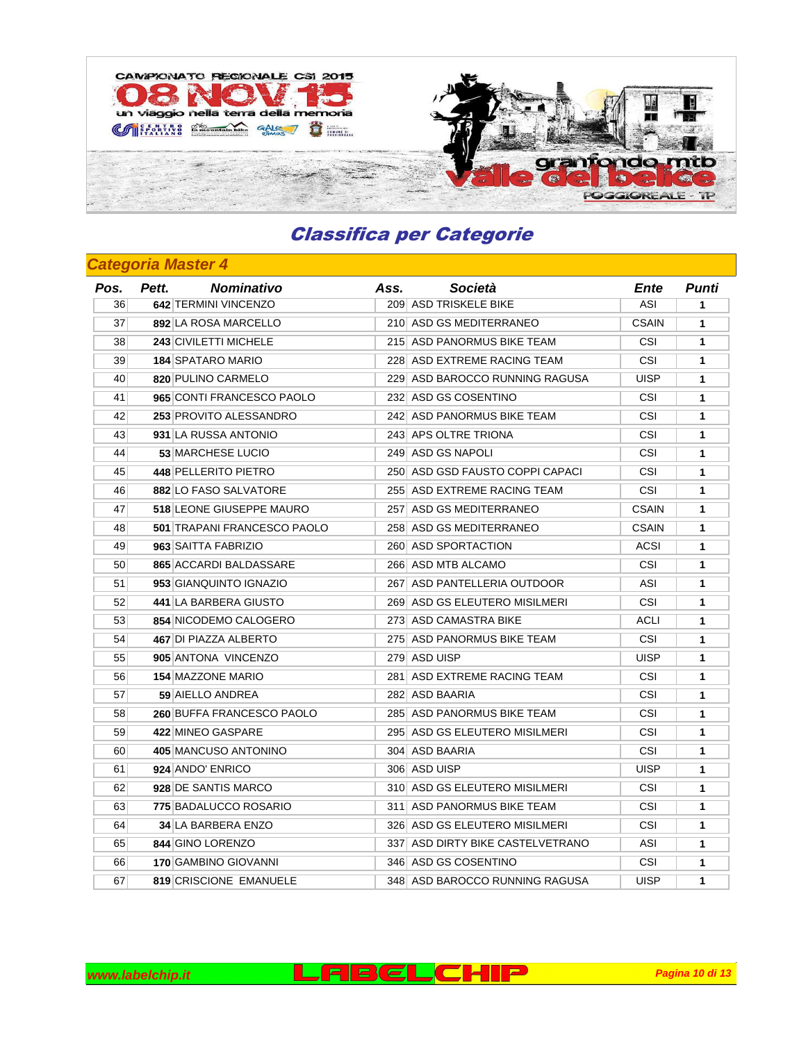## Classifica per Categorie

### Categoria Master 4

| Pos. | Pett. | Nominativo | Ass. | Società | Ente | Punti |
|---|---|---|---|---|---|---|
| 36 | 642 | TERMINI VINCENZO | 209 | ASD TRISKELE BIKE | ASI | 1 |
| 37 | 892 | LA ROSA MARCELLO | 210 | ASD GS MEDITERRANEO | CSAIN | 1 |
| 38 | 243 | CIVILETTI MICHELE | 215 | ASD PANORMUS BIKE TEAM | CSI | 1 |
| 39 | 184 | SPATARO MARIO | 228 | ASD EXTREME RACING TEAM | CSI | 1 |
| 40 | 820 | PULINO CARMELO | 229 | ASD BAROCCO RUNNING RAGUSA | UISP | 1 |
| 41 | 965 | CONTI FRANCESCO PAOLO | 232 | ASD GS COSENTINO | CSI | 1 |
| 42 | 253 | PROVITO ALESSANDRO | 242 | ASD PANORMUS BIKE TEAM | CSI | 1 |
| 43 | 931 | LA RUSSA ANTONIO | 243 | APS OLTRE TRIONA | CSI | 1 |
| 44 | 53 | MARCHESE LUCIO | 249 | ASD GS NAPOLI | CSI | 1 |
| 45 | 448 | PELLERITO PIETRO | 250 | ASD GSD FAUSTO COPPI CAPACI | CSI | 1 |
| 46 | 882 | LO FASO SALVATORE | 255 | ASD EXTREME RACING TEAM | CSI | 1 |
| 47 | 518 | LEONE GIUSEPPE MAURO | 257 | ASD GS MEDITERRANEO | CSAIN | 1 |
| 48 | 501 | TRAPANI FRANCESCO PAOLO | 258 | ASD GS MEDITERRANEO | CSAIN | 1 |
| 49 | 963 | SAITTA FABRIZIO | 260 | ASD SPORTACTION | ACSI | 1 |
| 50 | 865 | ACCARDI BALDASSARE | 266 | ASD MTB ALCAMO | CSI | 1 |
| 51 | 953 | GIANQUINTO IGNAZIO | 267 | ASD PANTELLERIA OUTDOOR | ASI | 1 |
| 52 | 441 | LA BARBERA GIUSTO | 269 | ASD GS ELEUTERO MISILMERI | CSI | 1 |
| 53 | 854 | NICODEMO CALOGERO | 273 | ASD CAMASTRA BIKE | ACLI | 1 |
| 54 | 467 | DI PIAZZA ALBERTO | 275 | ASD PANORMUS BIKE TEAM | CSI | 1 |
| 55 | 905 | ANTONA VINCENZO | 279 | ASD UISP | UISP | 1 |
| 56 | 154 | MAZZONE MARIO | 281 | ASD EXTREME RACING TEAM | CSI | 1 |
| 57 | 59 | AIELLO ANDREA | 282 | ASD BAARIA | CSI | 1 |
| 58 | 260 | BUFFA FRANCESCO PAOLO | 285 | ASD PANORMUS BIKE TEAM | CSI | 1 |
| 59 | 422 | MINEO GASPARE | 295 | ASD GS ELEUTERO MISILMERI | CSI | 1 |
| 60 | 405 | MANCUSO ANTONINO | 304 | ASD BAARIA | CSI | 1 |
| 61 | 924 | ANDO' ENRICO | 306 | ASD UISP | UISP | 1 |
| 62 | 928 | DE SANTIS MARCO | 310 | ASD GS ELEUTERO MISILMERI | CSI | 1 |
| 63 | 775 | BADALUCCO ROSARIO | 311 | ASD PANORMUS BIKE TEAM | CSI | 1 |
| 64 | 34 | LA BARBERA ENZO | 326 | ASD GS ELEUTERO MISILMERI | CSI | 1 |
| 65 | 844 | GINO LORENZO | 337 | ASD DIRTY BIKE CASTELVETRANO | ASI | 1 |
| 66 | 170 | GAMBINO GIOVANNI | 346 | ASD GS COSENTINO | CSI | 1 |
| 67 | 819 | CRISCIONE EMANUELE | 348 | ASD BAROCCO RUNNING RAGUSA | UISP | 1 |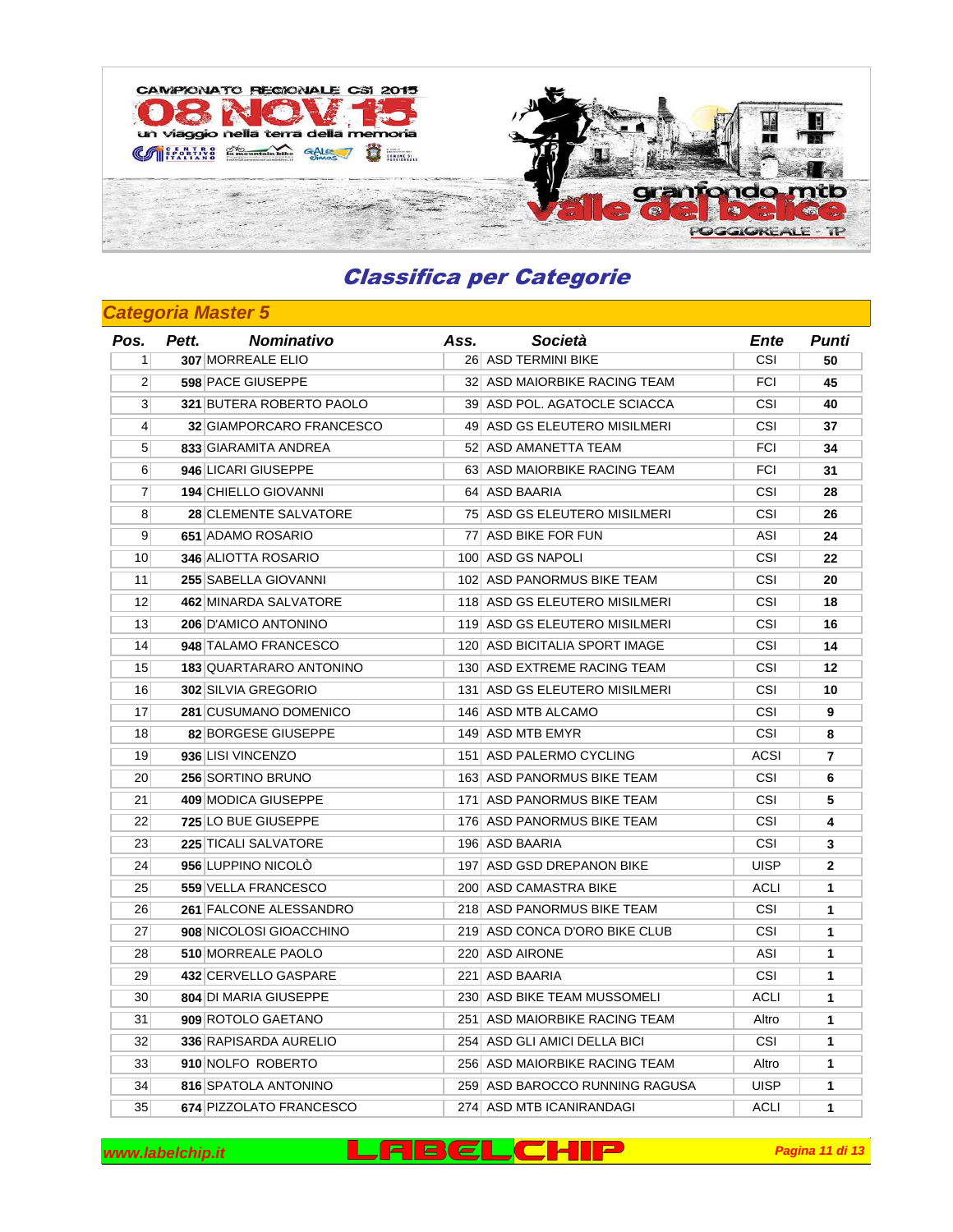# Classifica per Categorie

## Categoria Master 5

| Pos. | Pett. | Nominativo | Ass. | Società | Ente | Punti |
|---|---|---|---|---|---|---|
| 1 | 307 | MORREALE ELIO | 26 | ASD TERMINI BIKE | CSI | 50 |
| 2 | 598 | PACE GIUSEPPE | 32 | ASD MAIORBIKE RACING TEAM | FCI | 45 |
| 3 | 321 | BUTERA ROBERTO PAOLO | 39 | ASD POL. AGATOCLE SCIACCA | CSI | 40 |
| 4 | 32 | GIAMPORCARO FRANCESCO | 49 | ASD GS ELEUTERO MISILMERI | CSI | 37 |
| 5 | 833 | GIARAMITA ANDREA | 52 | ASD AMANETTA TEAM | FCI | 34 |
| 6 | 946 | LICARI GIUSEPPE | 63 | ASD MAIORBIKE RACING TEAM | FCI | 31 |
| 7 | 194 | CHIELLO GIOVANNI | 64 | ASD BAARIA | CSI | 28 |
| 8 | 28 | CLEMENTE SALVATORE | 75 | ASD GS ELEUTERO MISILMERI | CSI | 26 |
| 9 | 651 | ADAMO ROSARIO | 77 | ASD BIKE FOR FUN | ASI | 24 |
| 10 | 346 | ALIOTTA ROSARIO | 100 | ASD GS NAPOLI | CSI | 22 |
| 11 | 255 | SABELLA GIOVANNI | 102 | ASD PANORMUS BIKE TEAM | CSI | 20 |
| 12 | 462 | MINARDA SALVATORE | 118 | ASD GS ELEUTERO MISILMERI | CSI | 18 |
| 13 | 206 | D'AMICO ANTONINO | 119 | ASD GS ELEUTERO MISILMERI | CSI | 16 |
| 14 | 948 | TALAMO FRANCESCO | 120 | ASD BICITALIA SPORT IMAGE | CSI | 14 |
| 15 | 183 | QUARTARARO ANTONINO | 130 | ASD EXTREME RACING TEAM | CSI | 12 |
| 16 | 302 | SILVIA GREGORIO | 131 | ASD GS ELEUTERO MISILMERI | CSI | 10 |
| 17 | 281 | CUSUMANO DOMENICO | 146 | ASD MTB ALCAMO | CSI | 9 |
| 18 | 82 | BORGESE GIUSEPPE | 149 | ASD MTB EMYR | CSI | 8 |
| 19 | 936 | LISI VINCENZO | 151 | ASD PALERMO CYCLING | ACSI | 7 |
| 20 | 256 | SORTINO BRUNO | 163 | ASD PANORMUS BIKE TEAM | CSI | 6 |
| 21 | 409 | MODICA GIUSEPPE | 171 | ASD PANORMUS BIKE TEAM | CSI | 5 |
| 22 | 725 | LO BUE GIUSEPPE | 176 | ASD PANORMUS BIKE TEAM | CSI | 4 |
| 23 | 225 | TICALI SALVATORE | 196 | ASD BAARIA | CSI | 3 |
| 24 | 956 | LUPPINO NICOLÒ | 197 | ASD GSD DREPANON BIKE | UISP | 2 |
| 25 | 559 | VELLA FRANCESCO | 200 | ASD CAMASTRA BIKE | ACLI | 1 |
| 26 | 261 | FALCONE ALESSANDRO | 218 | ASD PANORMUS BIKE TEAM | CSI | 1 |
| 27 | 908 | NICOLOSI GIOACCHINO | 219 | ASD CONCA D'ORO BIKE CLUB | CSI | 1 |
| 28 | 510 | MORREALE PAOLO | 220 | ASD AIRONE | ASI | 1 |
| 29 | 432 | CERVELLO GASPARE | 221 | ASD BAARIA | CSI | 1 |
| 30 | 804 | DI MARIA GIUSEPPE | 230 | ASD BIKE TEAM MUSSOMELI | ACLI | 1 |
| 31 | 909 | ROTOLO GAETANO | 251 | ASD MAIORBIKE RACING TEAM | Altro | 1 |
| 32 | 336 | RAPISARDA AURELIO | 254 | ASD GLI AMICI DELLA BICI | CSI | 1 |
| 33 | 910 | NOLFO ROBERTO | 256 | ASD MAIORBIKE RACING TEAM | Altro | 1 |
| 34 | 816 | SPATOLA ANTONINO | 259 | ASD BAROCCO RUNNING RAGUSA | UISP | 1 |
| 35 | 674 | PIZZOLATO FRANCESCO | 274 | ASD MTB ICANIRANDAGI | ACLI | 1 |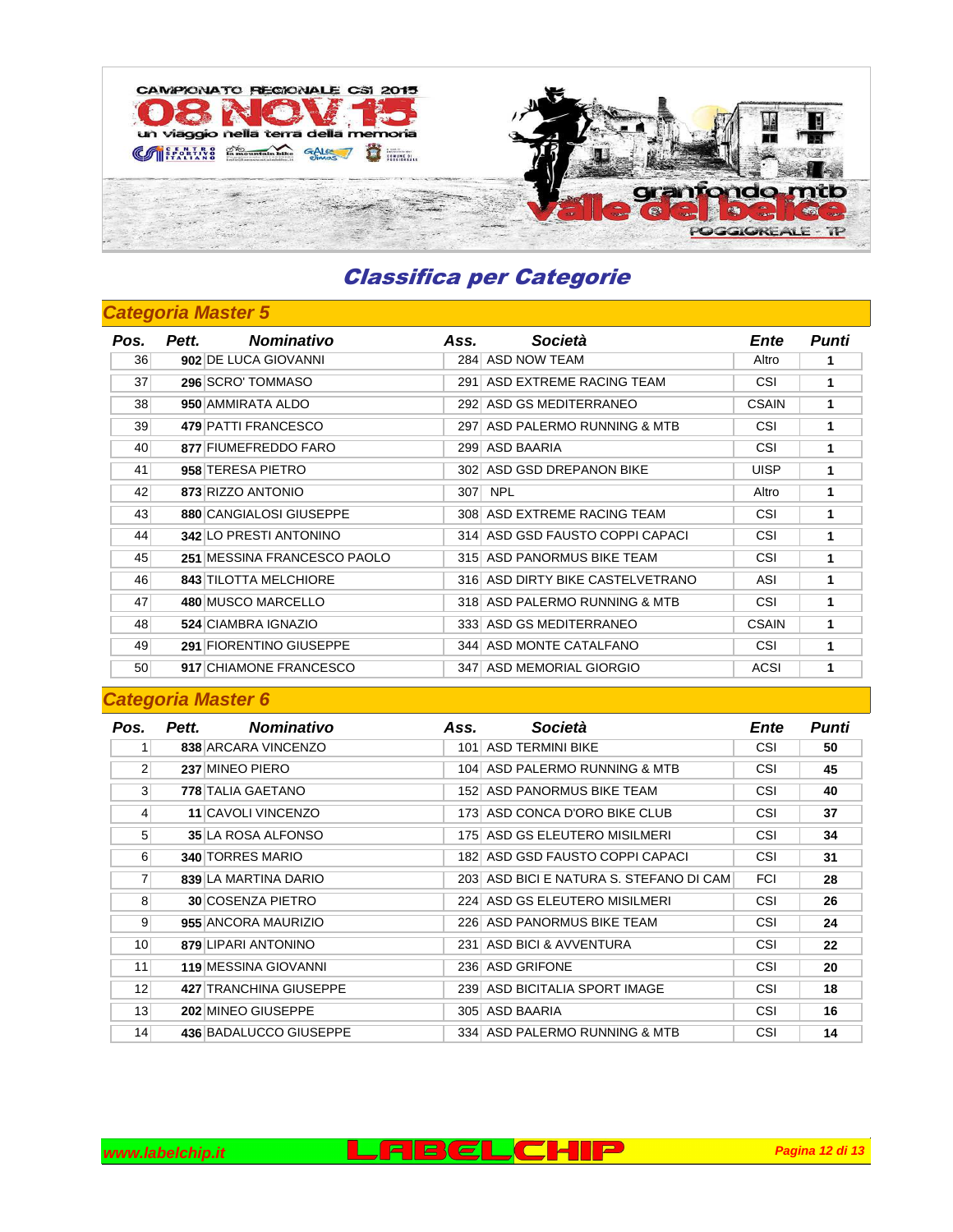## Classifica per Categorie

### Categoria Master 5

| Pos. | Pett. | Nominativo | Ass. | Società | Ente | Punti |
|---|---|---|---|---|---|---|
| 36 | 902 | DE LUCA GIOVANNI | 284 | ASD NOW TEAM | Altro | 1 |
| 37 | 296 | SCRO' TOMMASO | 291 | ASD EXTREME RACING TEAM | CSI | 1 |
| 38 | 950 | AMMIRATA ALDO | 292 | ASD GS MEDITERRANEO | CSAIN | 1 |
| 39 | 479 | PATTI FRANCESCO | 297 | ASD PALERMO RUNNING & MTB | CSI | 1 |
| 40 | 877 | FIUMEFREDDO FARO | 299 | ASD BAARIA | CSI | 1 |
| 41 | 958 | TERESA PIETRO | 302 | ASD GSD DREPANON BIKE | UISP | 1 |
| 42 | 873 | RIZZO ANTONIO | 307 | NPL | Altro | 1 |
| 43 | 880 | CANGIALOSI GIUSEPPE | 308 | ASD EXTREME RACING TEAM | CSI | 1 |
| 44 | 342 | LO PRESTI ANTONINO | 314 | ASD GSD FAUSTO COPPI CAPACI | CSI | 1 |
| 45 | 251 | MESSINA FRANCESCO PAOLO | 315 | ASD PANORMUS BIKE TEAM | CSI | 1 |
| 46 | 843 | TILOTTA MELCHIORE | 316 | ASD DIRTY BIKE CASTELVETRANO | ASI | 1 |
| 47 | 480 | MUSCO MARCELLO | 318 | ASD PALERMO RUNNING & MTB | CSI | 1 |
| 48 | 524 | CIAMBRA IGNAZIO | 333 | ASD GS MEDITERRANEO | CSAIN | 1 |
| 49 | 291 | FIORENTINO GIUSEPPE | 344 | ASD MONTE CATALFANO | CSI | 1 |
| 50 | 917 | CHIAMONE FRANCESCO | 347 | ASD MEMORIAL GIORGIO | ACSI | 1 |

### Categoria Master 6

| Pos. | Pett. | Nominativo | Ass. | Società | Ente | Punti |
|---|---|---|---|---|---|---|
| 1 | 838 | ARCARA VINCENZO | 101 | ASD TERMINI BIKE | CSI | 50 |
| 2 | 237 | MINEO PIERO | 104 | ASD PALERMO RUNNING & MTB | CSI | 45 |
| 3 | 778 | TALIA GAETANO | 152 | ASD PANORMUS BIKE TEAM | CSI | 40 |
| 4 | 11 | CAVOLI VINCENZO | 173 | ASD CONCA D'ORO BIKE CLUB | CSI | 37 |
| 5 | 35 | LA ROSA ALFONSO | 175 | ASD GS ELEUTERO MISILMERI | CSI | 34 |
| 6 | 340 | TORRES MARIO | 182 | ASD GSD FAUSTO COPPI CAPACI | CSI | 31 |
| 7 | 839 | LA MARTINA DARIO | 203 | ASD BICI E NATURA S. STEFANO DI CAM | FCI | 28 |
| 8 | 30 | COSENZA PIETRO | 224 | ASD GS ELEUTERO MISILMERI | CSI | 26 |
| 9 | 955 | ANCORA MAURIZIO | 226 | ASD PANORMUS BIKE TEAM | CSI | 24 |
| 10 | 879 | LIPARI ANTONINO | 231 | ASD BICI & AVVENTURA | CSI | 22 |
| 11 | 119 | MESSINA GIOVANNI | 236 | ASD GRIFONE | CSI | 20 |
| 12 | 427 | TRANCHINA GIUSEPPE | 239 | ASD BICITALIA SPORT IMAGE | CSI | 18 |
| 13 | 202 | MINEO GIUSEPPE | 305 | ASD BAARIA | CSI | 16 |
| 14 | 436 | BADALUCCO GIUSEPPE | 334 | ASD PALERMO RUNNING & MTB | CSI | 14 |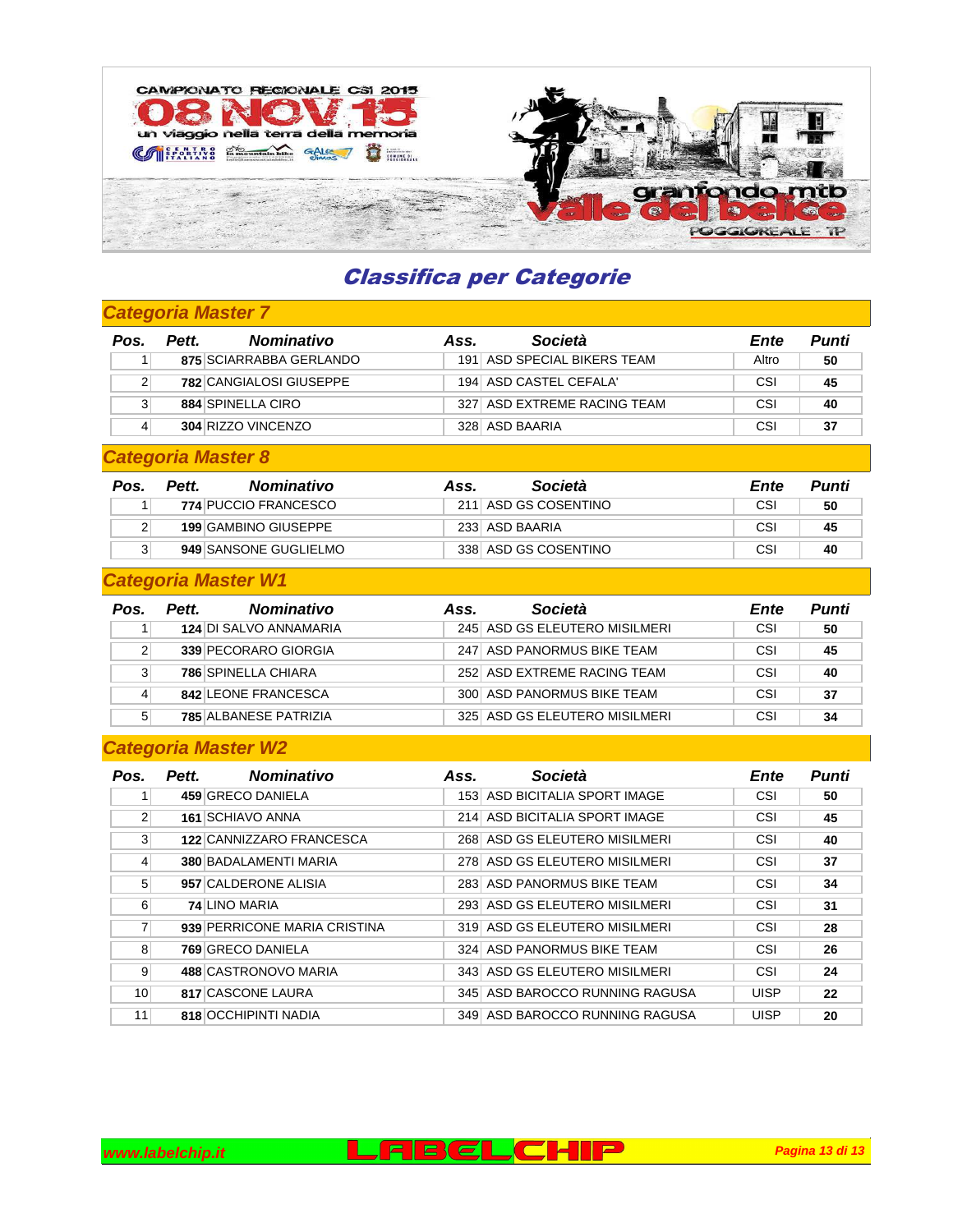CAMPIONATO REGIONALE CSI 2015

08 NOV 15

un viaggio nella terra della memoria

granfondo mtb valle del belice

POGGIOREALE - TP

# Classifica per Categorie

## Categoria Master 7

| Pos. | Pett. | Nominativo | Ass. | Società | Ente | Punti |
|---|---|---|---|---|---|---|
| 1 | 875 | SCIARRABBA GERLANDO | 191 | ASD SPECIAL BIKERS TEAM | Altro | 50 |
| 2 | 782 | CANGIALOSI GIUSEPPE | 194 | ASD CASTEL CEFALA' | CSI | 45 |
| 3 | 884 | SPINELLA CIRO | 327 | ASD EXTREME RACING TEAM | CSI | 40 |
| 4 | 304 | RIZZO VINCENZO | 328 | ASD BAARIA | CSI | 37 |

## Categoria Master 8

| Pos. | Pett. | Nominativo | Ass. | Società | Ente | Punti |
|---|---|---|---|---|---|---|
| 1 | 774 | PUCCIO FRANCESCO | 211 | ASD GS COSENTINO | CSI | 50 |
| 2 | 199 | GAMBINO GIUSEPPE | 233 | ASD BAARIA | CSI | 45 |
| 3 | 949 | SANSONE GUGLIELMO | 338 | ASD GS COSENTINO | CSI | 40 |

## Categoria Master W1

| Pos. | Pett. | Nominativo | Ass. | Società | Ente | Punti |
|---|---|---|---|---|---|---|
| 1 | 124 | DI SALVO ANNAMARIA | 245 | ASD GS ELEUTERO MISILMERI | CSI | 50 |
| 2 | 339 | PECORARO GIORGIA | 247 | ASD PANORMUS BIKE TEAM | CSI | 45 |
| 3 | 786 | SPINELLA CHIARA | 252 | ASD EXTREME RACING TEAM | CSI | 40 |
| 4 | 842 | LEONE FRANCESCA | 300 | ASD PANORMUS BIKE TEAM | CSI | 37 |
| 5 | 785 | ALBANESE PATRIZIA | 325 | ASD GS ELEUTERO MISILMERI | CSI | 34 |

## Categoria Master W2

| Pos. | Pett. | Nominativo | Ass. | Società | Ente | Punti |
|---|---|---|---|---|---|---|
| 1 | 459 | GRECO DANIELA | 153 | ASD BICITALIA SPORT IMAGE | CSI | 50 |
| 2 | 161 | SCHIAVO ANNA | 214 | ASD BICITALIA SPORT IMAGE | CSI | 45 |
| 3 | 122 | CANNIZZARO FRANCESCA | 268 | ASD GS ELEUTERO MISILMERI | CSI | 40 |
| 4 | 380 | BADALAMENTI MARIA | 278 | ASD GS ELEUTERO MISILMERI | CSI | 37 |
| 5 | 957 | CALDERONE ALISIA | 283 | ASD PANORMUS BIKE TEAM | CSI | 34 |
| 6 | 74 | LINO MARIA | 293 | ASD GS ELEUTERO MISILMERI | CSI | 31 |
| 7 | 939 | PERRICONE MARIA CRISTINA | 319 | ASD GS ELEUTERO MISILMERI | CSI | 28 |
| 8 | 769 | GRECO DANIELA | 324 | ASD PANORMUS BIKE TEAM | CSI | 26 |
| 9 | 488 | CASTRONOVO MARIA | 343 | ASD GS ELEUTERO MISILMERI | CSI | 24 |
| 10 | 817 | CASCONE LAURA | 345 | ASD BAROCCO RUNNING RAGUSA | UISP | 22 |
| 11 | 818 | OCCHIPINTI NADIA | 349 | ASD BAROCCO RUNNING RAGUSA | UISP | 20 |